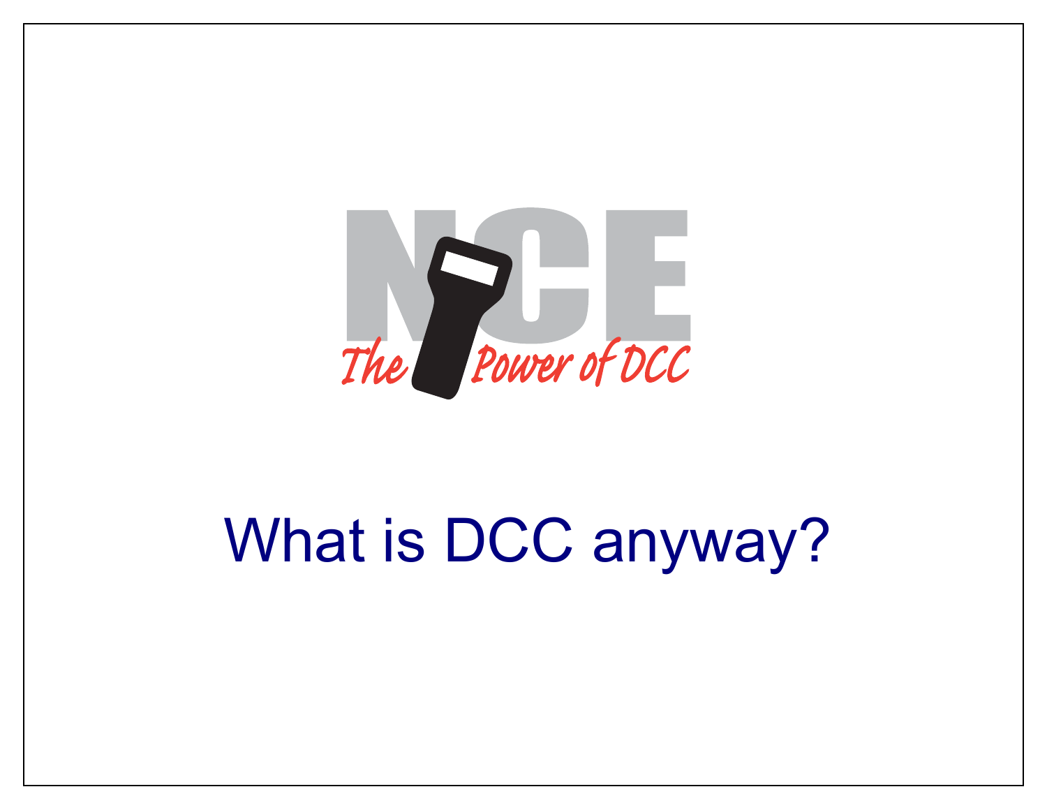NCE

*The Power of DCC*

# What is DCC anyway?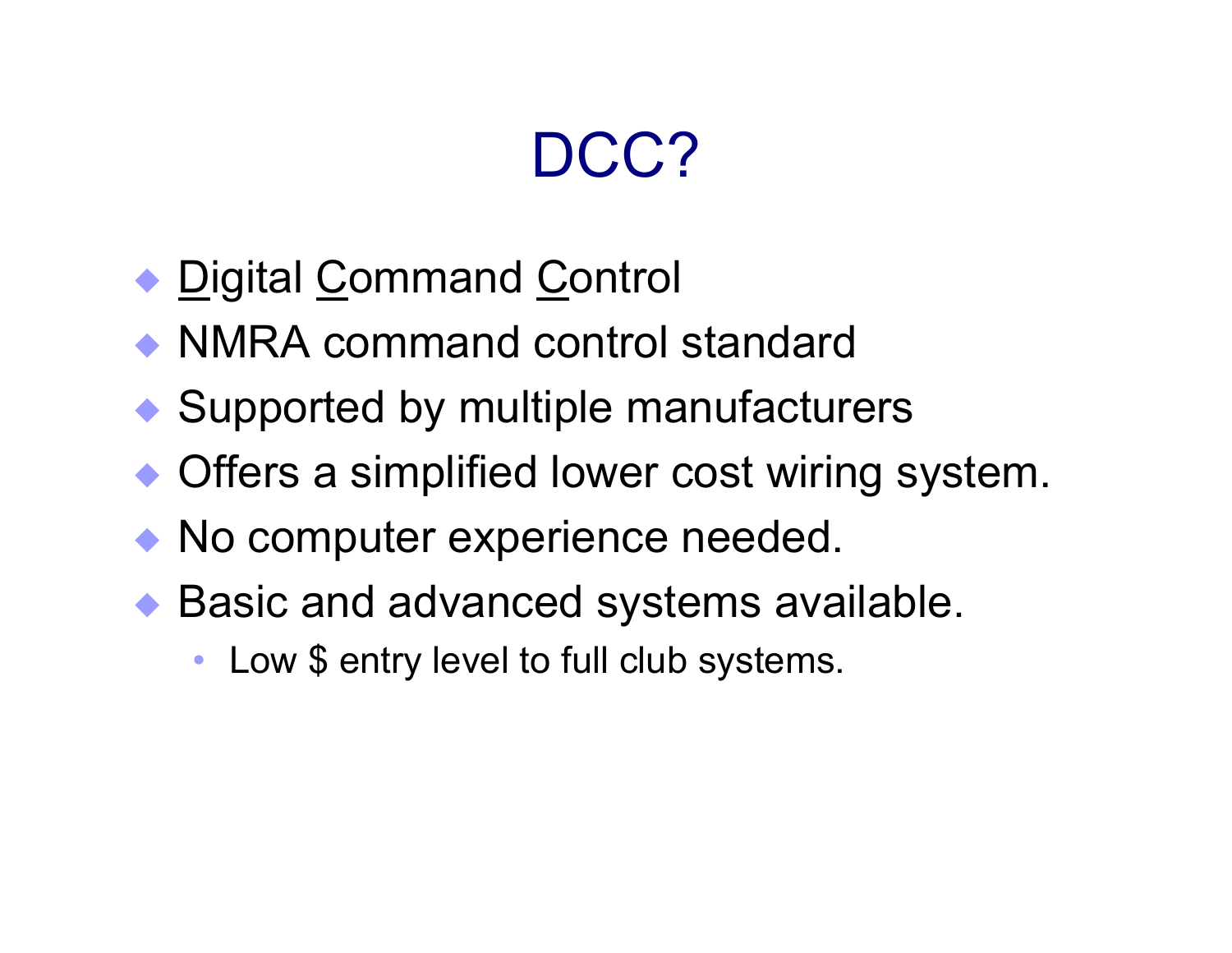# DCC?

- Digital Command Control
- NMRA command control standard
- Supported by multiple manufacturers
- Offers a simplified lower cost wiring system.
- No computer experience needed.
- Basic and advanced systems available.
  - Low $ entry level to full club systems.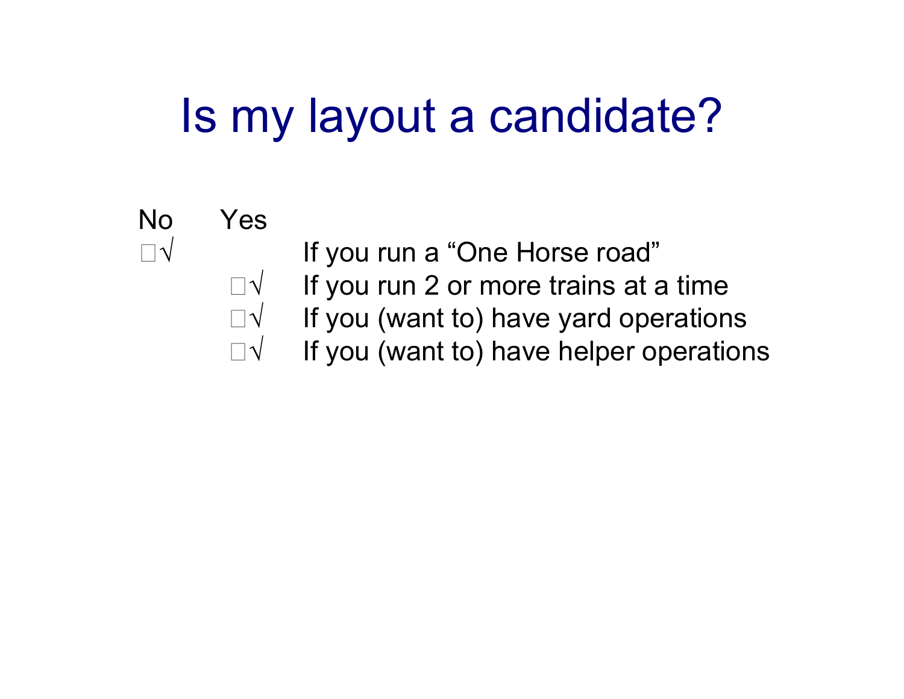# Is my layout a candidate?

| No | Yes | |
|---|---|---|
| □√ | | If you run a "One Horse road" |
| | □√ | If you run 2 or more trains at a time |
| | □√ | If you (want to) have yard operations |
| | □√ | If you (want to) have helper operations |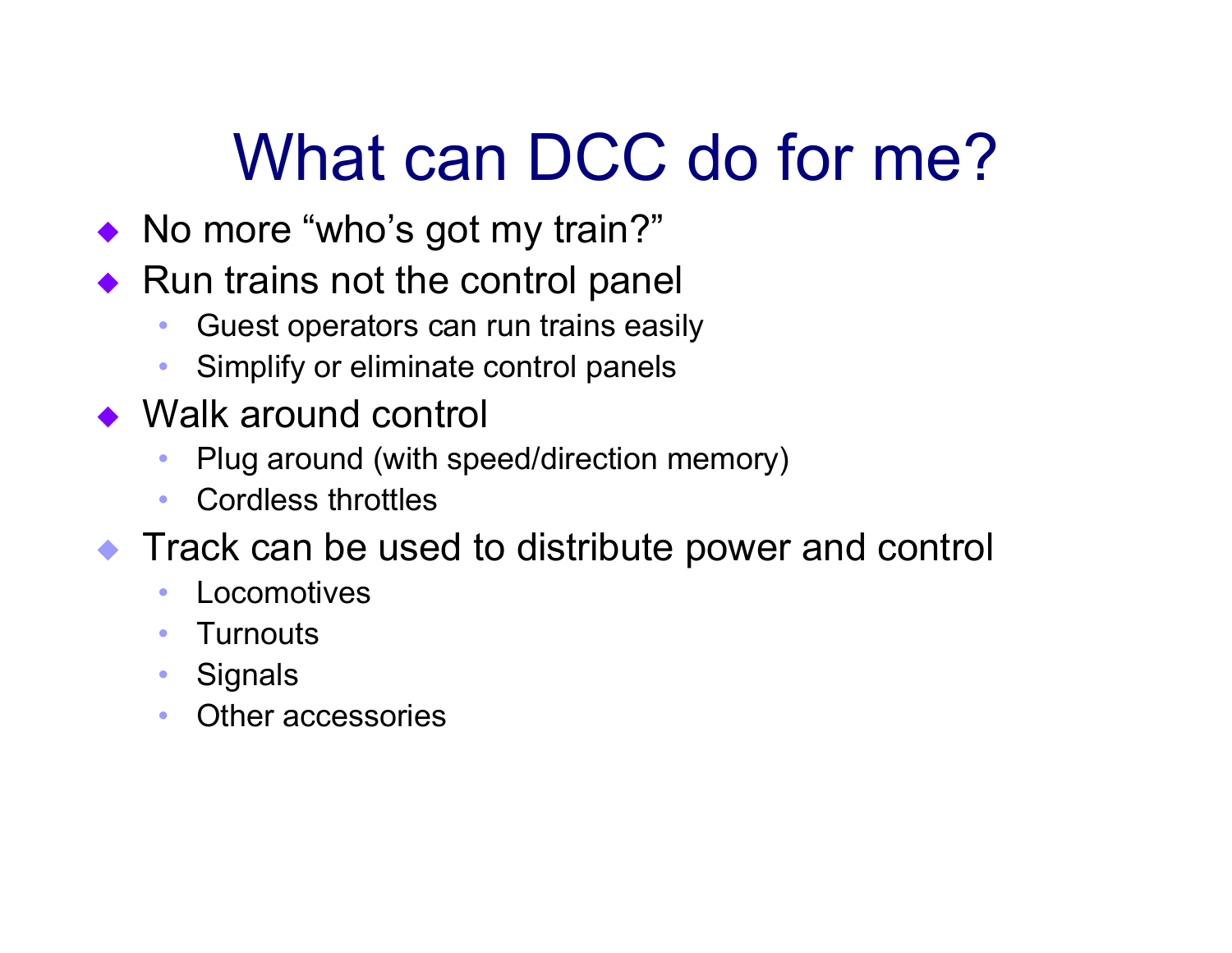# What can DCC do for me?

- No more “who’s got my train?”
- Run trains not the control panel
  - Guest operators can run trains easily
  - Simplify or eliminate control panels
- Walk around control
  - Plug around (with speed/direction memory)
  - Cordless throttles
- Track can be used to distribute power and control
  - Locomotives
  - Turnouts
  - Signals
  - Other accessories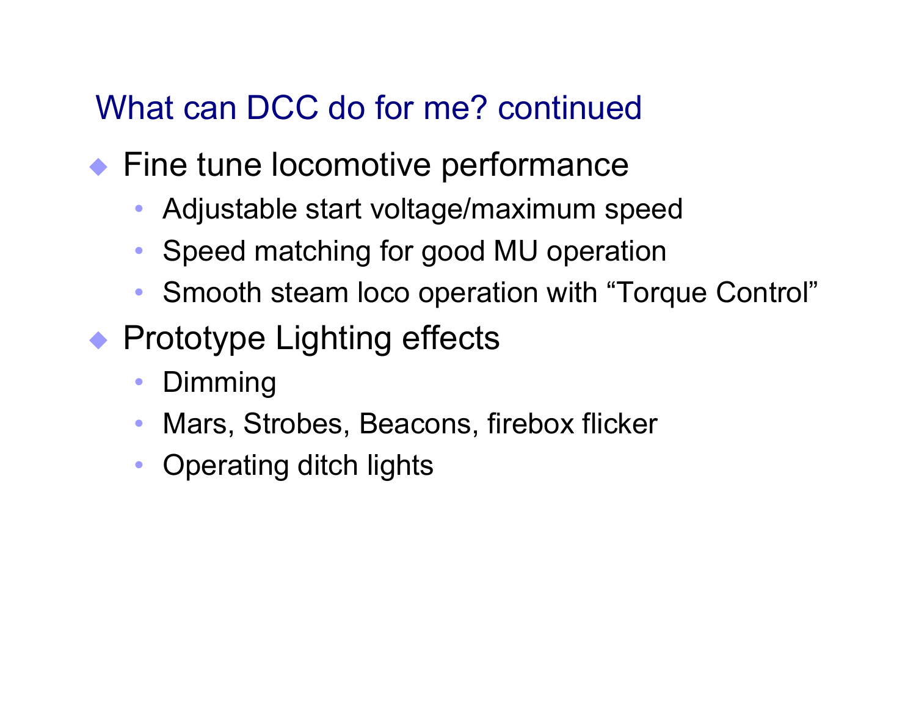## What can DCC do for me? continued

- Fine tune locomotive performance
  - Adjustable start voltage/maximum speed
  - Speed matching for good MU operation
  - Smooth steam loco operation with “Torque Control”
- Prototype Lighting effects
  - Dimming
  - Mars, Strobes, Beacons, firebox flicker
  - Operating ditch lights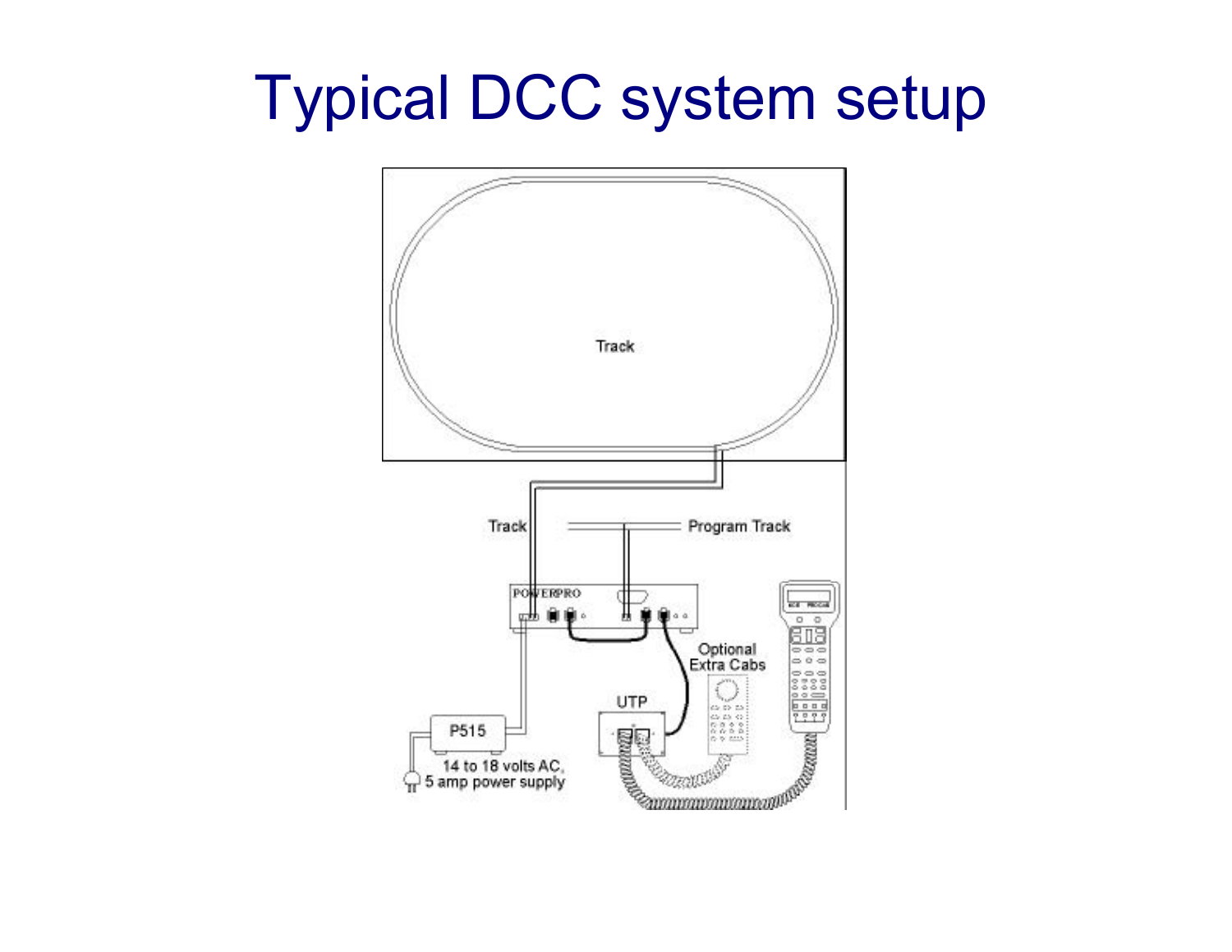# Typical DCC system setup

Track

Track

Program Track

POWERPRO

Optional Extra Cabs

UTP

P515

14 to 18 volts AC, 5 amp power supply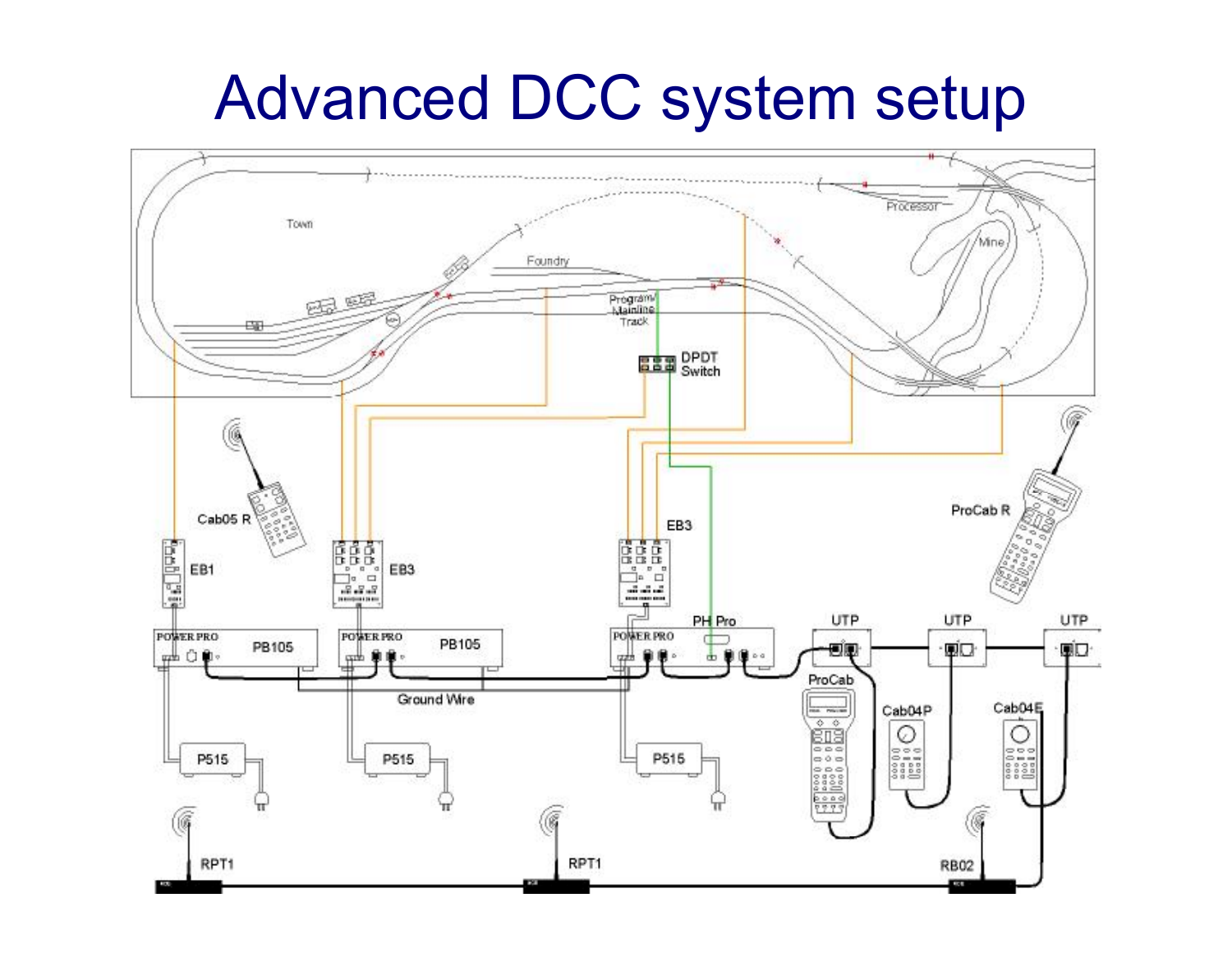# Advanced DCC system setup

Town

Foundry

Program/ Mainline Track

DPDT Switch

Processor

Mine

Cab05 R

EB1

EB3

EB3

ProCab R

POWER PRO PB105

POWER PRO PB105

POWER PRO PH Pro

UTP

UTP

UTP

ProCab

Cab04P

Cab04E

Ground Wire

P515

P515

P515

RPT1

RPT1

RB02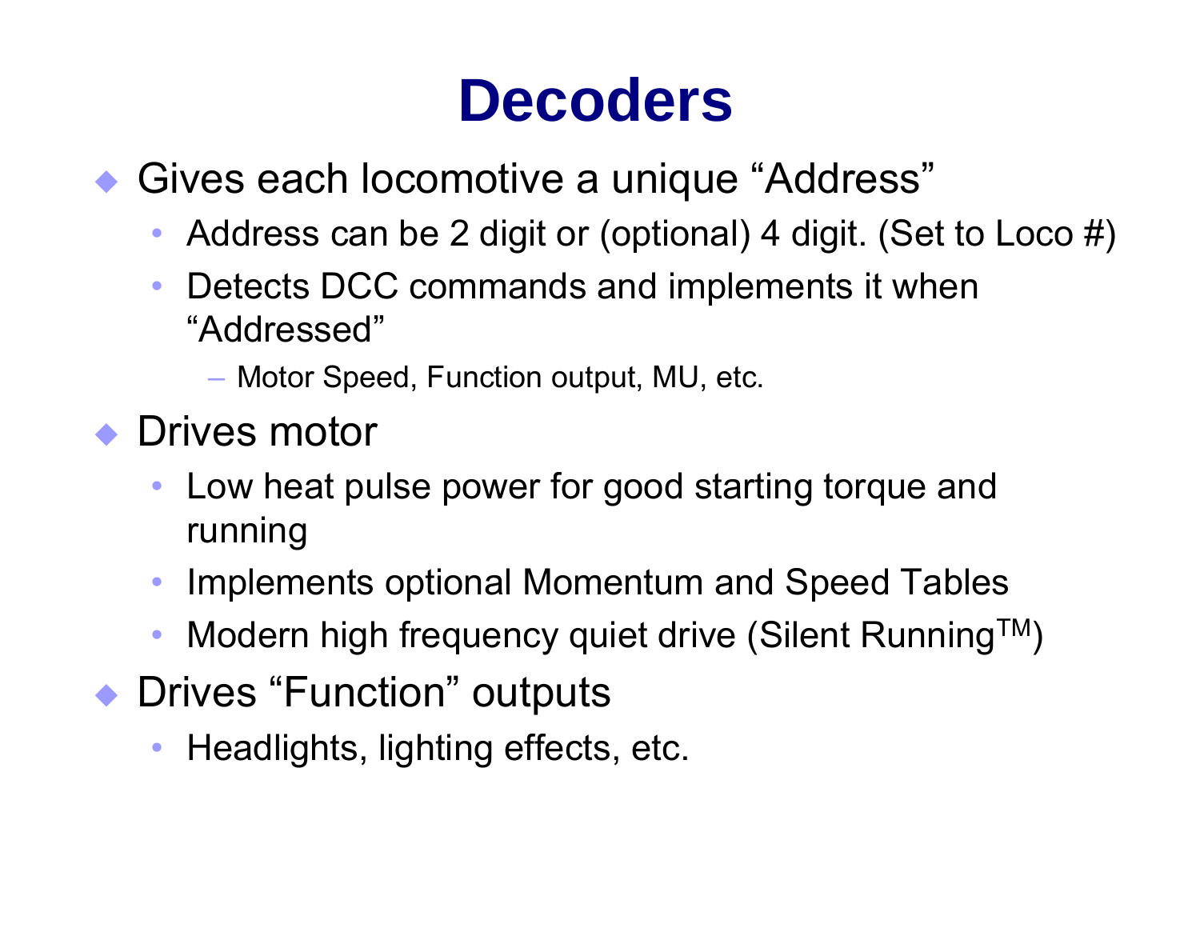# Decoders

- Gives each locomotive a unique "Address"
  - Address can be 2 digit or (optional) 4 digit. (Set to Loco #)
  - Detects DCC commands and implements it when "Addressed"
    - Motor Speed, Function output, MU, etc.
- Drives motor
  - Low heat pulse power for good starting torque and running
  - Implements optional Momentum and Speed Tables
  - Modern high frequency quiet drive (Silent Running™)
- Drives "Function" outputs
  - Headlights, lighting effects, etc.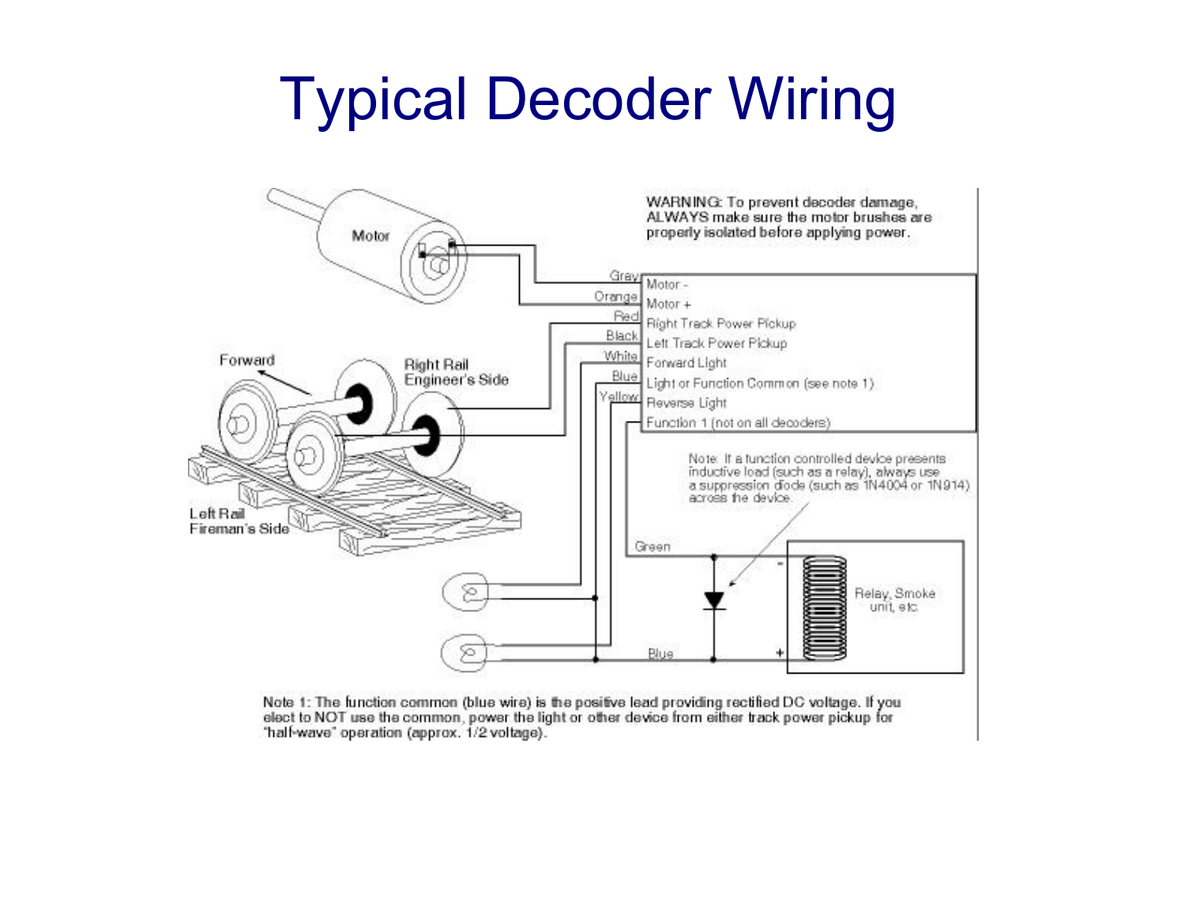# Typical Decoder Wiring

WARNING: To prevent decoder damage, ALWAYS make sure the motor brushes are properly isolated before applying power.

| Wire | Function |
| --- | --- |
| Gray | Motor - |
| Orange | Motor + |
| Red | Right Track Power Pickup |
| Black | Left Track Power Pickup |
| White | Forward Light |
| Blue | Light or Function Common (see note 1) |
| Yellow | Reverse Light |
| Green | Function 1 (not on all decoders) |

Motor

Forward

Right Rail Engineer's Side

Left Rail Fireman's Side

Note: If a function controlled device presents inductive load (such as a relay), always use a suppression diode (such as 1N4004 or 1N914) across the device.

Relay, Smoke unit, etc.

Note 1: The function common (blue wire) is the positive lead providing rectified DC voltage. If you elect to NOT use the common, power the light or other device from either track power pickup for "half-wave" operation (approx. 1/2 voltage).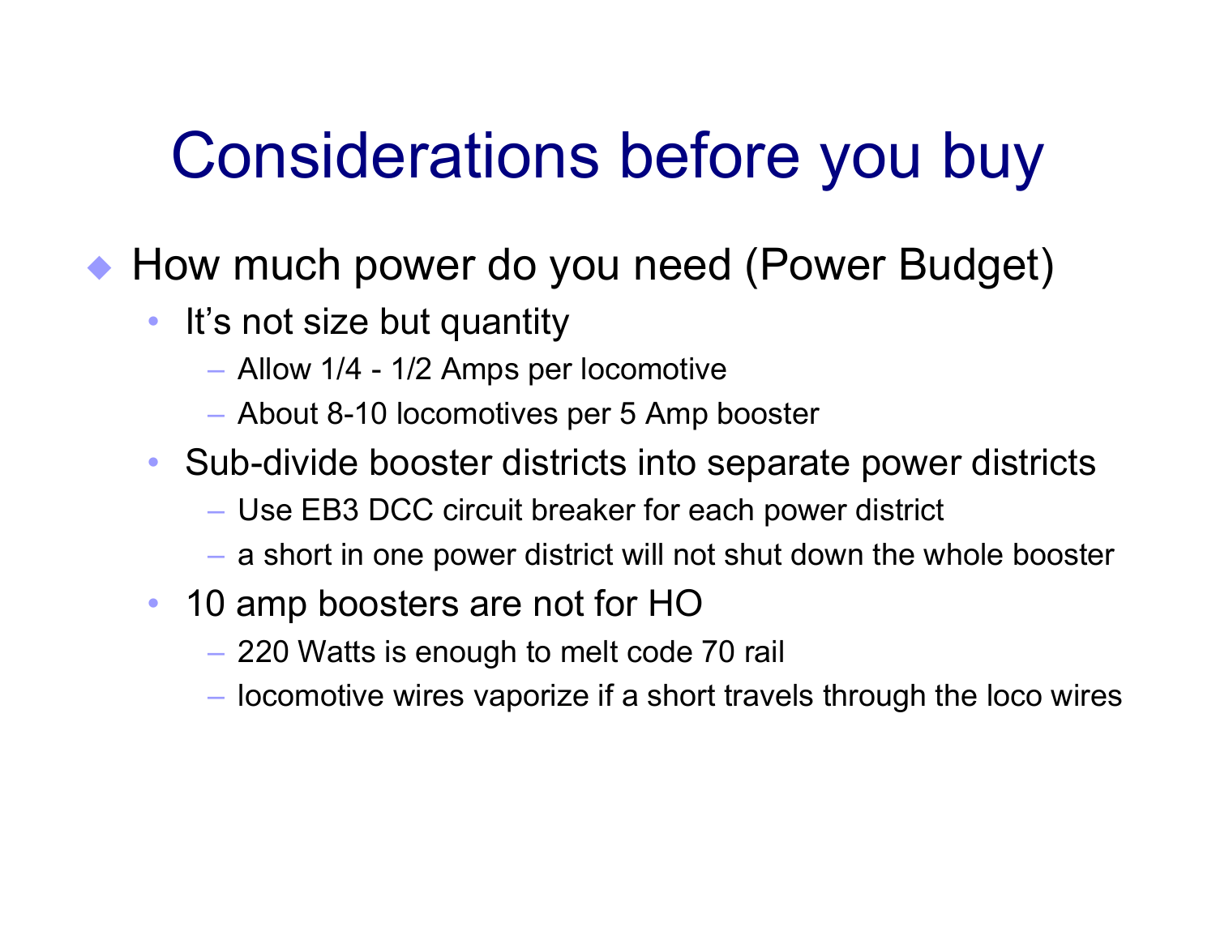# Considerations before you buy

- How much power do you need (Power Budget)
  - It's not size but quantity
    - Allow 1/4 - 1/2 Amps per locomotive
    - About 8-10 locomotives per 5 Amp booster
  - Sub-divide booster districts into separate power districts
    - Use EB3 DCC circuit breaker for each power district
    - a short in one power district will not shut down the whole booster
  - 10 amp boosters are not for HO
    - 220 Watts is enough to melt code 70 rail
    - locomotive wires vaporize if a short travels through the loco wires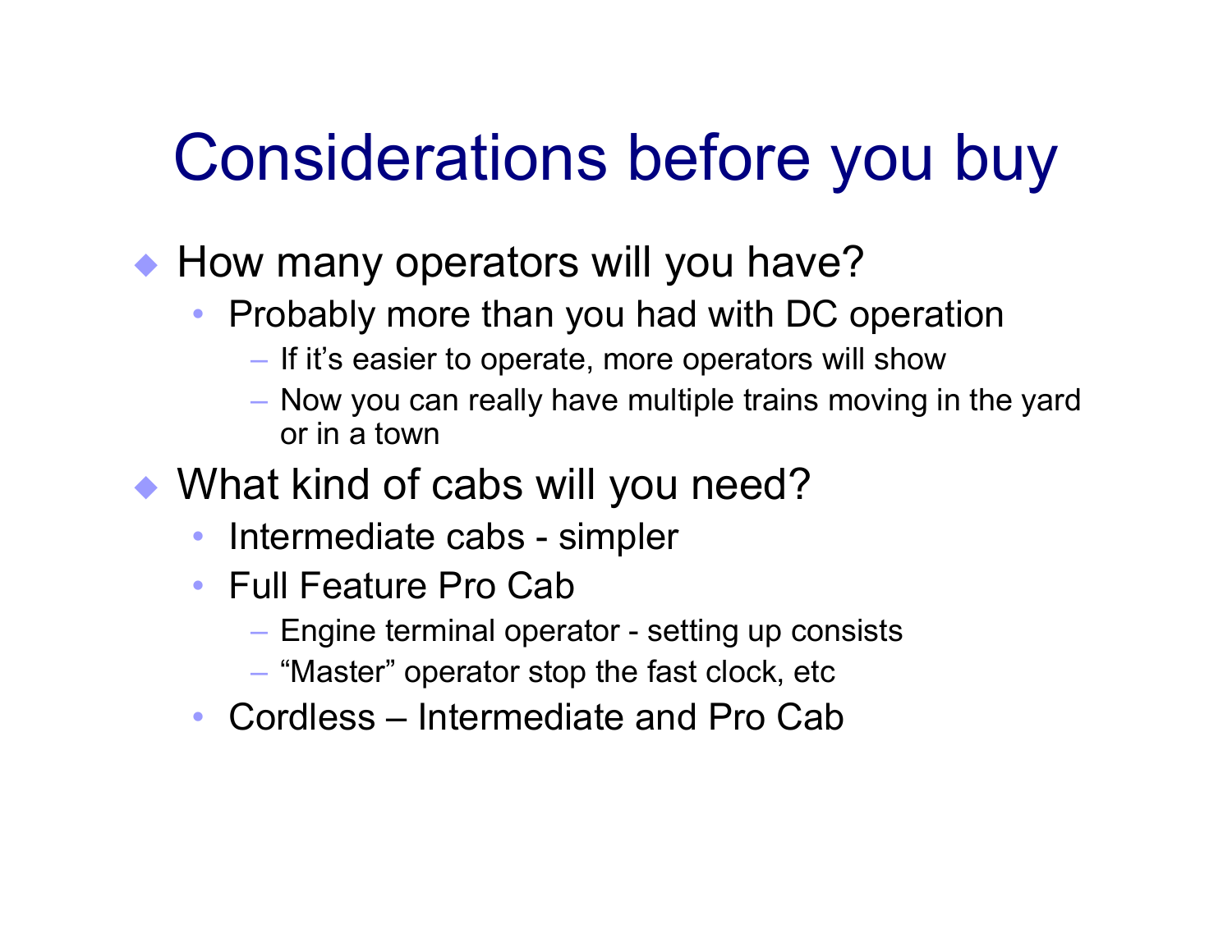# Considerations before you buy

- How many operators will you have?
  - Probably more than you had with DC operation
    - If it's easier to operate, more operators will show
    - Now you can really have multiple trains moving in the yard or in a town
- What kind of cabs will you need?
  - Intermediate cabs - simpler
  - Full Feature Pro Cab
    - Engine terminal operator - setting up consists
    - "Master" operator stop the fast clock, etc
  - Cordless – Intermediate and Pro Cab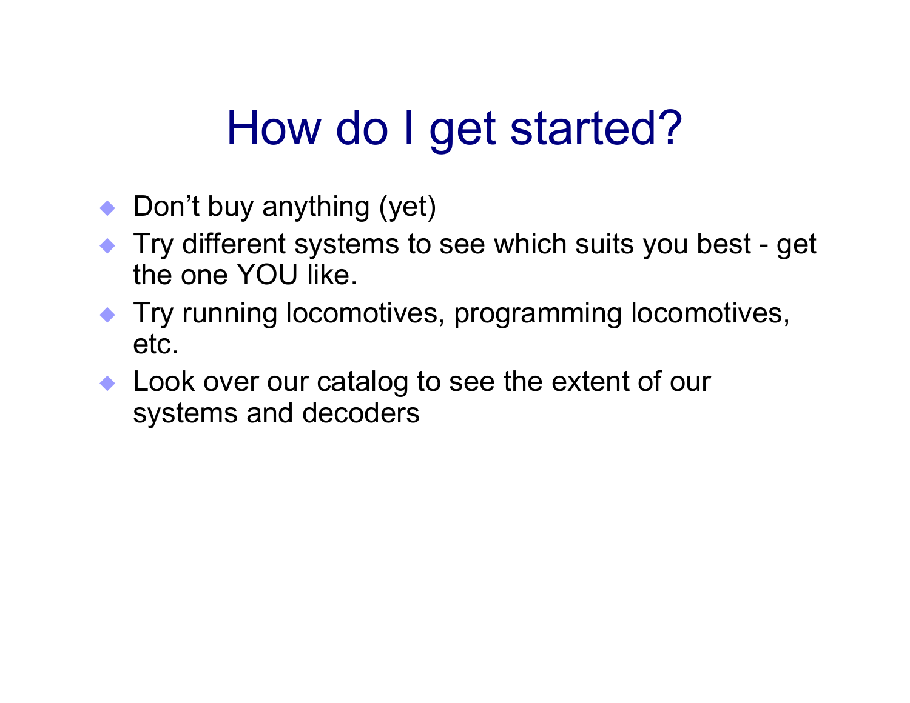# How do I get started?

- Don’t buy anything (yet)
- Try different systems to see which suits you best - get the one YOU like.
- Try running locomotives, programming locomotives, etc.
- Look over our catalog to see the extent of our systems and decoders